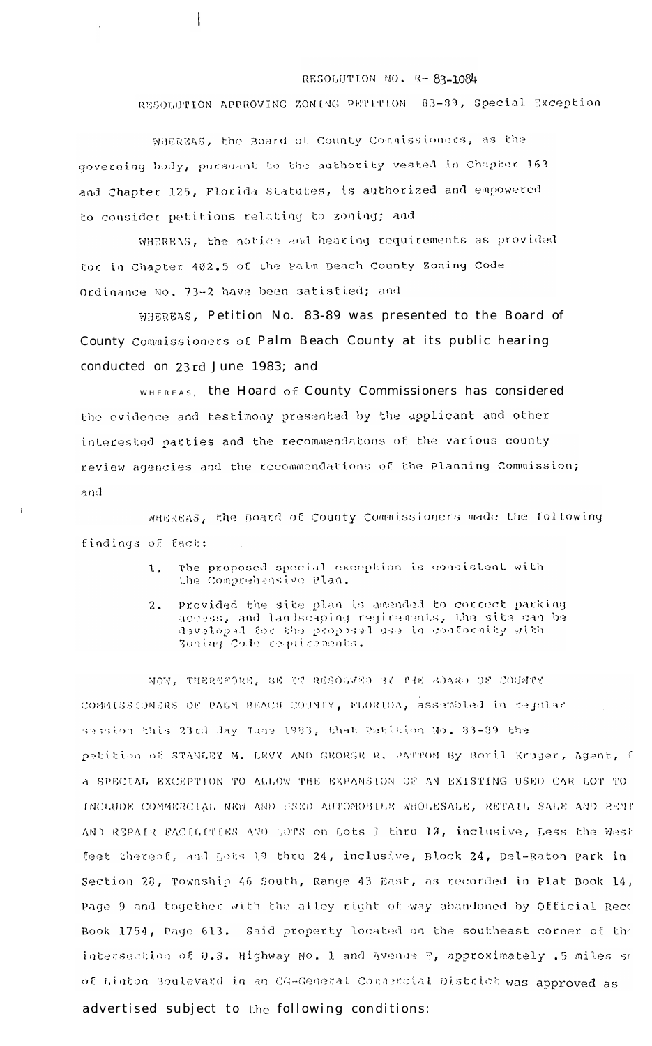RESOLUTION NO. R- 83-1084

RESOLUTION APPROVING ZONING PETITION 83-89, Special Exception

WHEREAS, the Board of County Commissioners, as the governing body, pursuant to the authority vested in Chapter 163 and Chapter 125, Florida Statutes, is authorized and empowered to consider petitions relating to zoning; and

WHEREAS, the notice and hearing requirements as provided for in Chapter 402.5 of the Palm Beach County Zoning Code Ordinance No. 73-2 have been satisfied; and

WHEREAS, Petition No. 83-89 was presented to the Board of County Commissioners of Palm Beach County at its public hearing conducted on 23rd June 1983; and

WHEREAS, the Hoard of County Commissioners has considered the evidence and testimony presented by the applicant and other interested parties and the recommendatons of the various county review agencies and the recommendations of the Planning Commission; and

WHEREAS, the Board of County Commissioners made the following findings of fact:

1. The proposed special exception is consistent with the Comprehensive Plan.
2. Provided the site plan is amended to correct parking access, and landscaping requirements, the site can be developed for the proposal use in conformity with Zoning Code requirements.

NOW, THEREFORE, BE IT RESOLVED BY THE BOARD OF COUNTY COMMISSIONERS OF PALM BEACH COUNTY, FLORIDA, assembled in regular session this 23rd day June 1983, that Petition No. 83-89 the petition of STANLEY M. LEVY AND GEORGE R. PATTON By Boril Kruger, Agent, f a SPECIAL EXCEPTION TO ALLOW THE EXPANSION OF AN EXISTING USED CAR LOT TO INCLUDE COMMERCIAL NEW AND USED AUTOMOBILE WHOLESALE, RETAIL SALE AND RENT AND REPAIR FACILITIES AND LOTS on Lots 1 thru 10, inclusive, Less the West feet thereof, and Lots 19 thru 24, inclusive, Block 24, Del-Raton Park in Section 28, Township 46 South, Range 43 East, as recorded in Plat Book 14, Page 9 and together with the alley right-of-way abandoned by Official Reco Book 1754, Page 613. Said property located on the southeast corner of the intersection of U.S. Highway No. 1 and Avenue F, approximately .5 miles s of Linton Boulevard in an CG-General Commercial District was approved as advertised subject to the following conditions: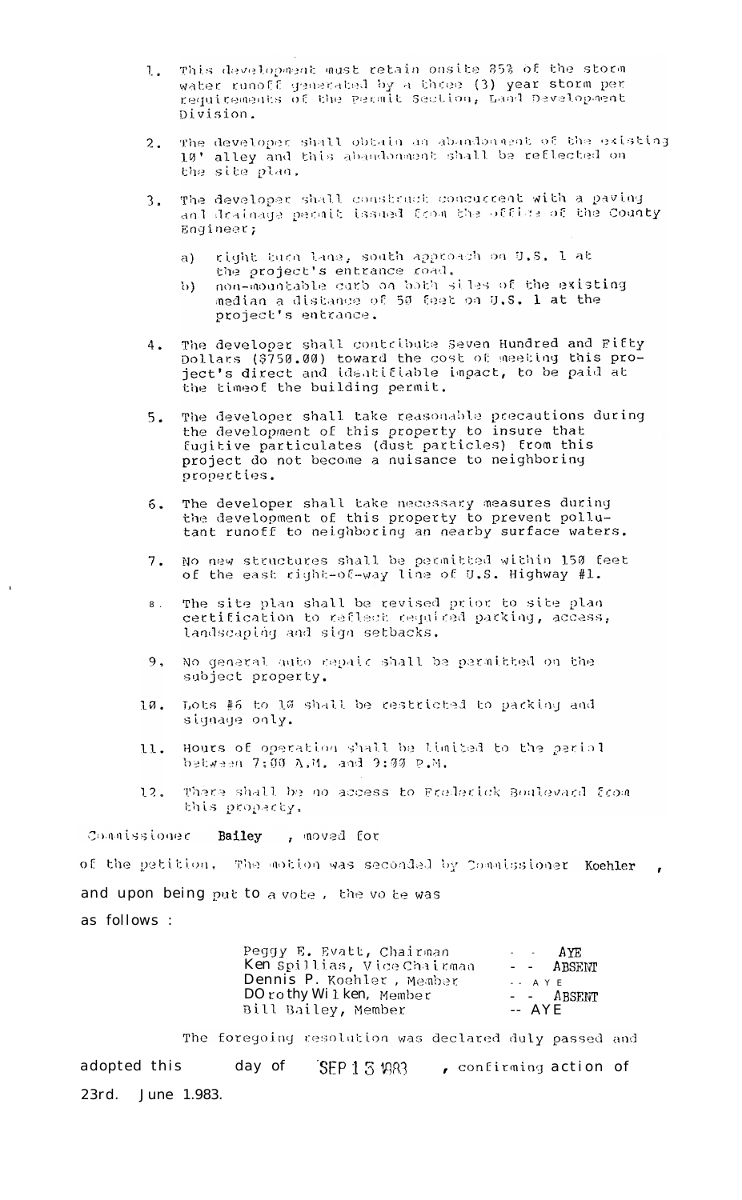1. This development must retain onsite 85% of the storm water runoff generated by a three (3) year storm per requirements of the Permit Section, Land Development Division.

2. The developer shall obtain an abandonment of the existing 10' alley and this abandonment shall be reflected on the site plan.

3. The developer shall construct concurrent with a paving and drainage permit issued from the office of the County Engineer;

   a) right turn lane, south approach on U.S. 1 at the project's entrance road.
   b) non-mountable curb on both sides of the existing median a distance of 50 feet on U.S. 1 at the project's entrance.

4. The developer shall contribute Seven Hundred and Fifty Dollars ($750.00) toward the cost of meeting this project's direct and identifiable impact, to be paid at the timeof the building permit.

5. The developer shall take reasonable precautions during the development of this property to insure that fugitive particulates (dust particles) from this project do not become a nuisance to neighboring properties.

6. The developer shall take necessary measures during the development of this property to prevent pollutant runoff to neighboring an nearby surface waters.

7. No new structures shall be permitted within 150 feet of the east right-of-way line of U.S. Highway #1.

8. The site plan shall be revised prior to site plan certification to reflect required parking, access, landscaping and sign setbacks.

9. No general auto repair shall be permitted on the subject property.

10. Lots #6 to 10 shall be restricted to parking and signage only.

11. Hours of operation shall be limited to the period between 7:00 A.M. and 9:00 P.M.

12. There shall be no access to Frederick Boulevard from this property.

Commissioner **Bailey** , moved for of the petition. The motion was seconded by Commissioner **Koehler** , and upon being put to a vote , the vote was as follows :

| | |
|---|---|
| Peggy E. Evatt, Chairman | - - AYE |
| Ken Spillias, Vice Chairman | - - ABSENT |
| Dennis P. Koehler , Member | - - AYE |
| Dorothy Wilken, Member | - - ABSENT |
| Bill Bailey, Member | -- AYE |

The foregoing resolution was declared duly passed and adopted this day of SEP 13 1983 , confirming action of 23rd. June 1983.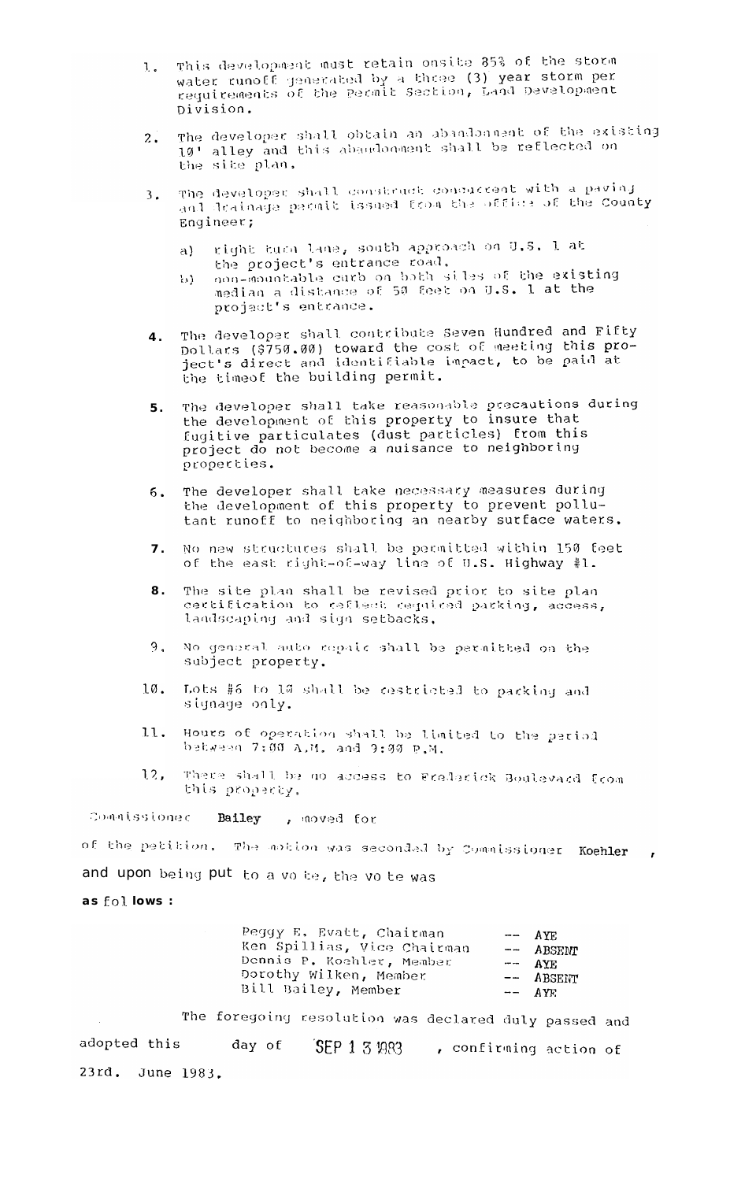1. This development must retain onsite 85% of the storm water runoff generated by a three (3) year storm per requirements of the Permit Section, Land Development Division.

2. The developer shall obtain an abandonment of the existing 10' alley and this abandonment shall be reflected on the site plan.

3. The developer shall construct concurrent with a paving and drainage permit issued from the office of the County Engineer;

   a) right turn lane, south approach on U.S. 1 at the project's entrance road.
   b) non-mountable curb on both sides of the existing median a distance of 50 feet on U.S. 1 at the project's entrance.

4. The developer shall contribute Seven Hundred and Fifty Dollars ($750.00) toward the cost of meeting this project's direct and identifiable impact, to be paid at the timeof the building permit.

5. The developer shall take reasonable precautions during the development of this property to insure that fugitive particulates (dust particles) from this project do not become a nuisance to neighboring properties.

6. The developer shall take necessary measures during the development of this property to prevent pollutant runoff to neighboring an nearby surface waters.

7. No new structures shall be permitted within 150 feet of the east right-of-way line of U.S. Highway #1.

8. The site plan shall be revised prior to site plan certification to reflect required parking, access, landscaping and sign setbacks.

9. No general auto repair shall be permitted on the subject property.

10. Lots #6 to 10 shall be restricted to parking and signage only.

11. Hours of operation shall be limited to the period between 7:00 A.M. and 9:00 P.M.

12. There shall be no access to Frederick Boulevard from this property.

Commissioner **Bailey**, moved for

of the petition. The motion was seconded by Commissioner **Koehler**,

and upon being put to a vote, the vote was

**as follows:**

| | |
|---|---|
| Peggy E. Evatt, Chairman | -- AYE |
| Ken Spillias, Vice Chairman | -- ABSENT |
| Dennis P. Koehler, Member | -- AYE |
| Dorothy Wilken, Member | -- ABSENT |
| Bill Bailey, Member | -- AYE |

The foregoing resolution was declared duly passed and adopted this day of SEP 13 1983, confirming action of 23rd. June 1983.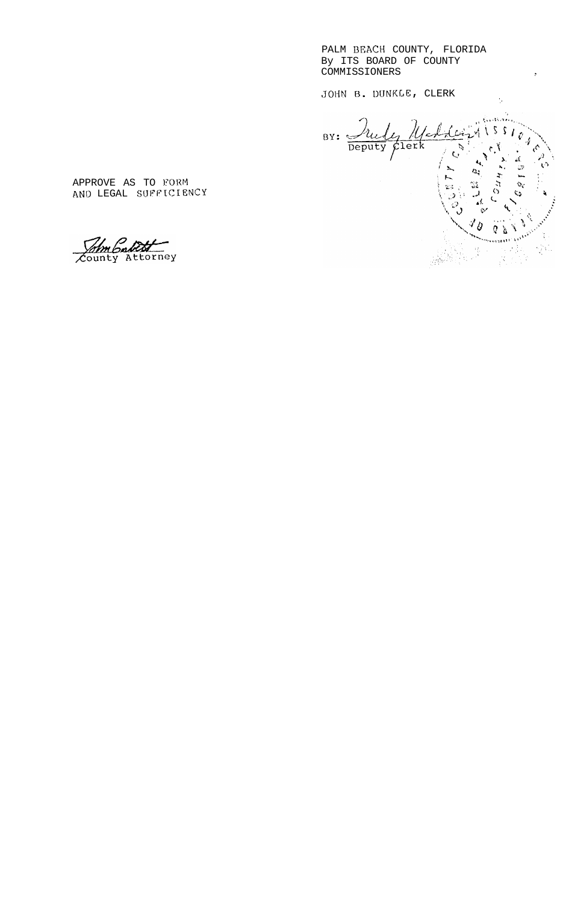PALM BEACH COUNTY, FLORIDA
By ITS BOARD OF COUNTY
COMMISSIONERS

JOHN B. DUNKLE, CLERK

BY: Deputy Clerk

APPROVE AS TO FORM
AND LEGAL SUFFICIENCY

County Attorney